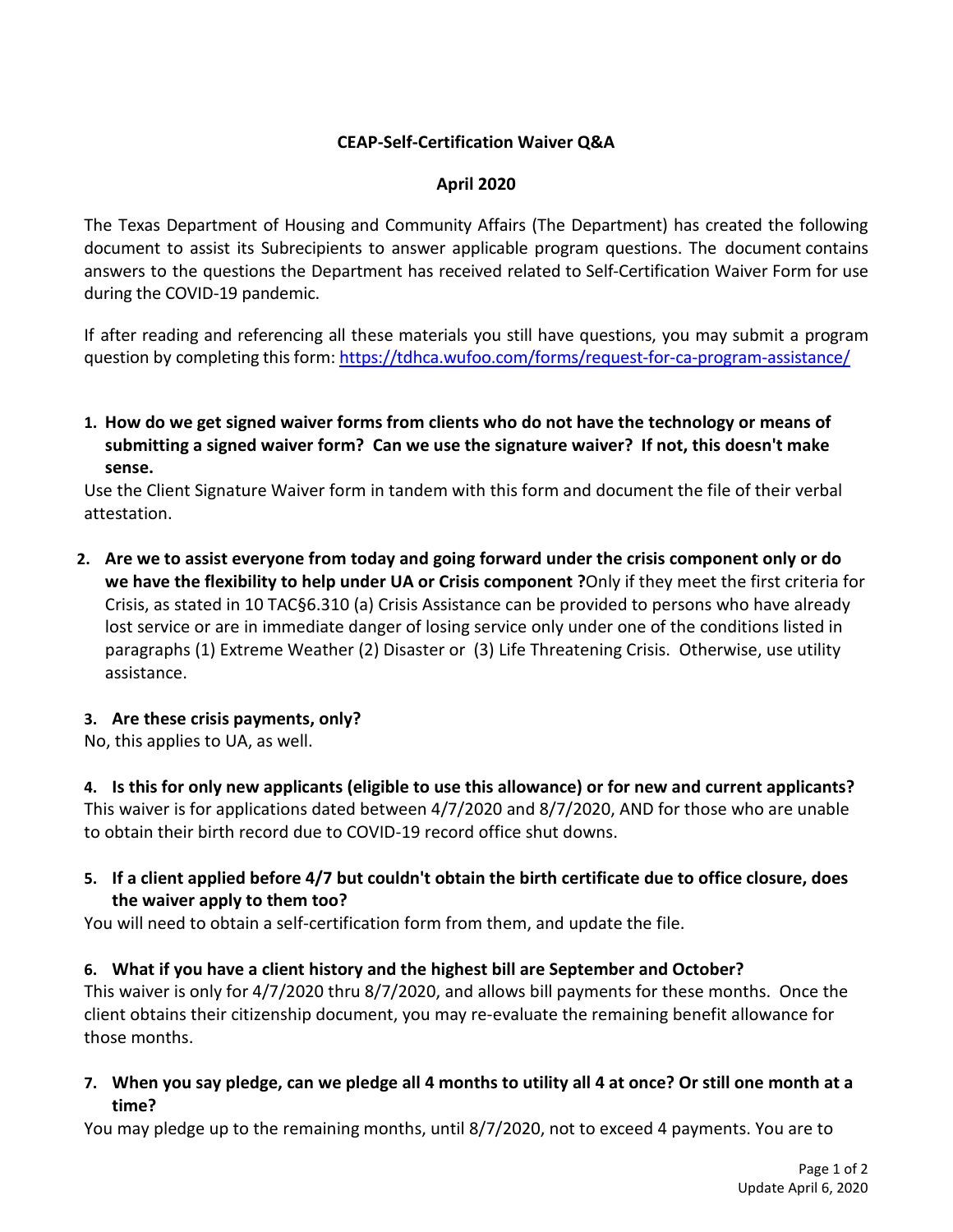# CEAP-Self-Certification Waiver Q&A

## April 2020

The Texas Department of Housing and Community Affairs (The Department) has created the following document to assist its Subrecipients to answer applicable program questions. The document contains answers to the questions the Department has received related to Self-Certification Waiver Form for use during the COVID-19 pandemic.

If after reading and referencing all these materials you still have questions, you may submit a program question by completing this form: https://tdhca.wufoo.com/forms/request-for-ca-program-assistance/

1. **How do we get signed waiver forms from clients who do not have the technology or means of submitting a signed waiver form? Can we use the signature waiver? If not, this doesn't make sense.**

Use the Client Signature Waiver form in tandem with this form and document the file of their verbal attestation.

2. **Are we to assist everyone from today and going forward under the crisis component only or do we have the flexibility to help under UA or Crisis component ?** Only if they meet the first criteria for Crisis, as stated in 10 TAC§6.310 (a) Crisis Assistance can be provided to persons who have already lost service or are in immediate danger of losing service only under one of the conditions listed in paragraphs (1) Extreme Weather (2) Disaster or (3) Life Threatening Crisis. Otherwise, use utility assistance.

3. **Are these crisis payments, only?**

No, this applies to UA, as well.

4. **Is this for only new applicants (eligible to use this allowance) or for new and current applicants?**

This waiver is for applications dated between 4/7/2020 and 8/7/2020, AND for those who are unable to obtain their birth record due to COVID-19 record office shut downs.

5. **If a client applied before 4/7 but couldn't obtain the birth certificate due to office closure, does the waiver apply to them too?**

You will need to obtain a self-certification form from them, and update the file.

6. **What if you have a client history and the highest bill are September and October?**

This waiver is only for 4/7/2020 thru 8/7/2020, and allows bill payments for these months. Once the client obtains their citizenship document, you may re-evaluate the remaining benefit allowance for those months.

7. **When you say pledge, can we pledge all 4 months to utility all 4 at once? Or still one month at a time?**

You may pledge up to the remaining months, until 8/7/2020, not to exceed 4 payments. You are to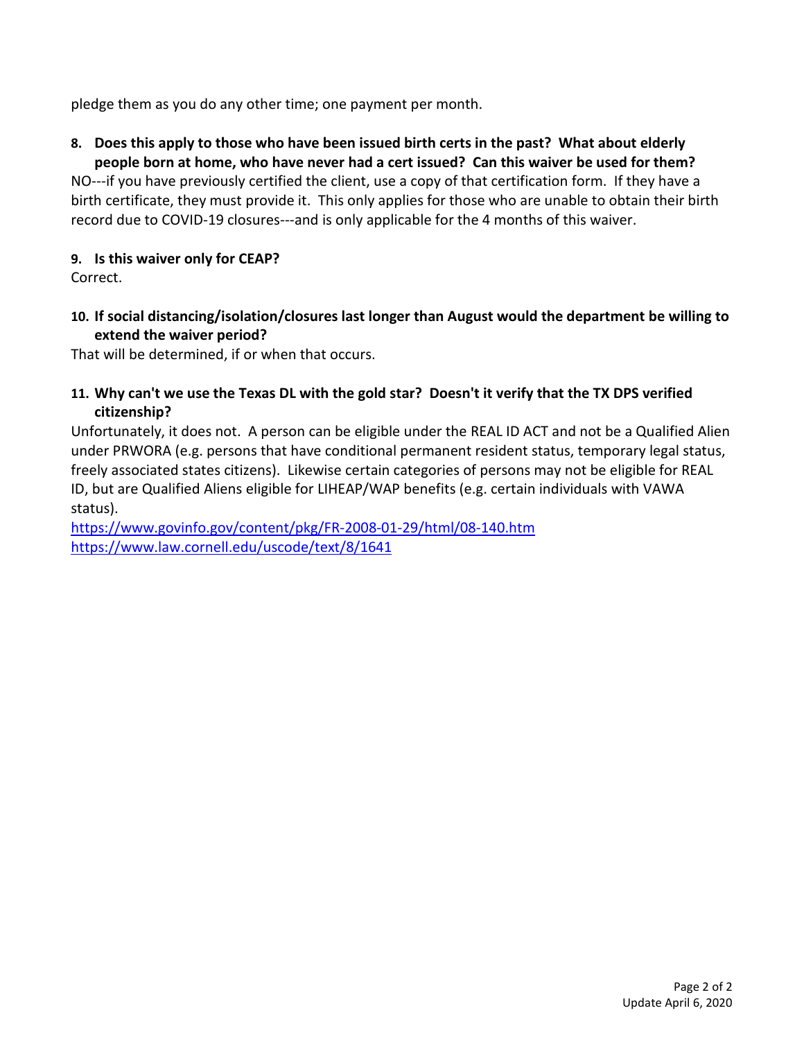pledge them as you do any other time; one payment per month.

8. **Does this apply to those who have been issued birth certs in the past? What about elderly people born at home, who have never had a cert issued? Can this waiver be used for them?**

NO---if you have previously certified the client, use a copy of that certification form. If they have a birth certificate, they must provide it. This only applies for those who are unable to obtain their birth record due to COVID-19 closures---and is only applicable for the 4 months of this waiver.

9. **Is this waiver only for CEAP?**

Correct.

10. **If social distancing/isolation/closures last longer than August would the department be willing to extend the waiver period?**

That will be determined, if or when that occurs.

11. **Why can't we use the Texas DL with the gold star? Doesn't it verify that the TX DPS verified citizenship?**

Unfortunately, it does not. A person can be eligible under the REAL ID ACT and not be a Qualified Alien under PRWORA (e.g. persons that have conditional permanent resident status, temporary legal status, freely associated states citizens). Likewise certain categories of persons may not be eligible for REAL ID, but are Qualified Aliens eligible for LIHEAP/WAP benefits (e.g. certain individuals with VAWA status).

https://www.govinfo.gov/content/pkg/FR-2008-01-29/html/08-140.htm
https://www.law.cornell.edu/uscode/text/8/1641

Update April 6, 2020